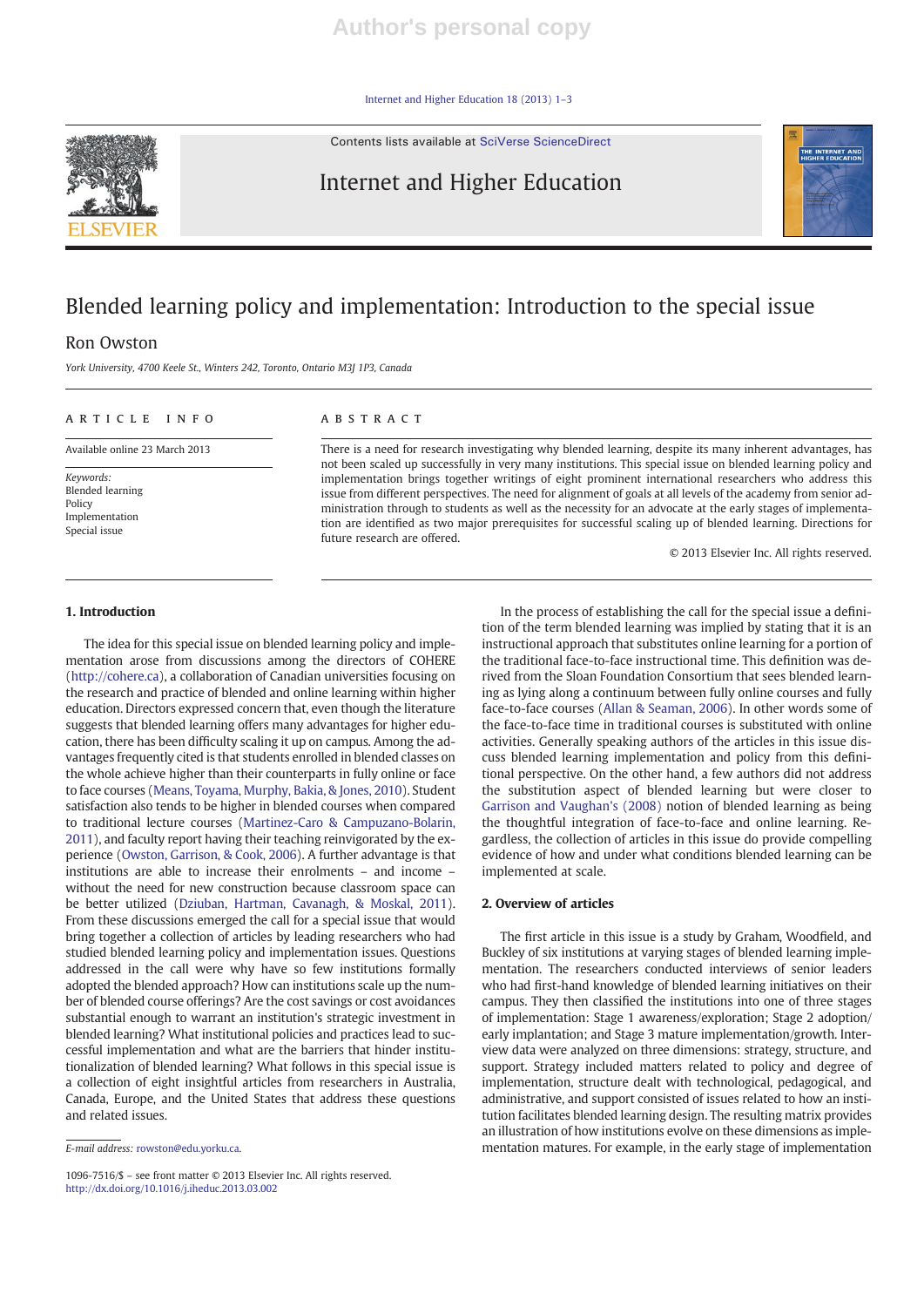# Blended learning policy and implementation: Introduction to the special issue

Ron Owston

*York University, 4700 Keele St., Winters 242, Toronto, Ontario M3J 1P3, Canada*

## ARTICLE INFO

Available online 23 March 2013

*Keywords:*
Blended learning
Policy
Implementation
Special issue

## ABSTRACT

There is a need for research investigating why blended learning, despite its many inherent advantages, has not been scaled up successfully in very many institutions. This special issue on blended learning policy and implementation brings together writings of eight prominent international researchers who address this issue from different perspectives. The need for alignment of goals at all levels of the academy from senior administration through to students as well as the necessity for an advocate at the early stages of implementation are identified as two major prerequisites for successful scaling up of blended learning. Directions for future research are offered.

© 2013 Elsevier Inc. All rights reserved.

## 1. Introduction

The idea for this special issue on blended learning policy and implementation arose from discussions among the directors of COHERE (http://cohere.ca), a collaboration of Canadian universities focusing on the research and practice of blended and online learning within higher education. Directors expressed concern that, even though the literature suggests that blended learning offers many advantages for higher education, there has been difficulty scaling it up on campus. Among the advantages frequently cited is that students enrolled in blended classes on the whole achieve higher than their counterparts in fully online or face to face courses (Means, Toyama, Murphy, Bakia, & Jones, 2010). Student satisfaction also tends to be higher in blended courses when compared to traditional lecture courses (Martinez-Caro & Campuzano-Bolarin, 2011), and faculty report having their teaching reinvigorated by the experience (Owston, Garrison, & Cook, 2006). A further advantage is that institutions are able to increase their enrolments – and income – without the need for new construction because classroom space can be better utilized (Dziuban, Hartman, Cavanagh, & Moskal, 2011). From these discussions emerged the call for a special issue that would bring together a collection of articles by leading researchers who had studied blended learning policy and implementation issues. Questions addressed in the call were why have so few institutions formally adopted the blended approach? How can institutions scale up the number of blended course offerings? Are the cost savings or cost avoidances substantial enough to warrant an institution's strategic investment in blended learning? What institutional policies and practices lead to successful implementation and what are the barriers that hinder institutionalization of blended learning? What follows in this special issue is a collection of eight insightful articles from researchers in Australia, Canada, Europe, and the United States that address these questions and related issues.

In the process of establishing the call for the special issue a definition of the term blended learning was implied by stating that it is an instructional approach that substitutes online learning for a portion of the traditional face-to-face instructional time. This definition was derived from the Sloan Foundation Consortium that sees blended learning as lying along a continuum between fully online courses and fully face-to-face courses (Allan & Seaman, 2006). In other words some of the face-to-face time in traditional courses is substituted with online activities. Generally speaking authors of the articles in this issue discuss blended learning implementation and policy from this definitional perspective. On the other hand, a few authors did not address the substitution aspect of blended learning but were closer to Garrison and Vaughan's (2008) notion of blended learning as being the thoughtful integration of face-to-face and online learning. Regardless, the collection of articles in this issue do provide compelling evidence of how and under what conditions blended learning can be implemented at scale.

## 2. Overview of articles

The first article in this issue is a study by Graham, Woodfield, and Buckley of six institutions at varying stages of blended learning implementation. The researchers conducted interviews of senior leaders who had first-hand knowledge of blended learning initiatives on their campus. They then classified the institutions into one of three stages of implementation: Stage 1 awareness/exploration; Stage 2 adoption/early implantation; and Stage 3 mature implementation/growth. Interview data were analyzed on three dimensions: strategy, structure, and support. Strategy included matters related to policy and degree of implementation, structure dealt with technological, pedagogical, and administrative, and support consisted of issues related to how an institution facilitates blended learning design. The resulting matrix provides an illustration of how institutions evolve on these dimensions as implementation matures. For example, in the early stage of implementation

*E-mail address:* rowston@edu.yorku.ca.

1096-7516/$ – see front matter © 2013 Elsevier Inc. All rights reserved.
http://dx.doi.org/10.1016/j.iheduc.2013.03.002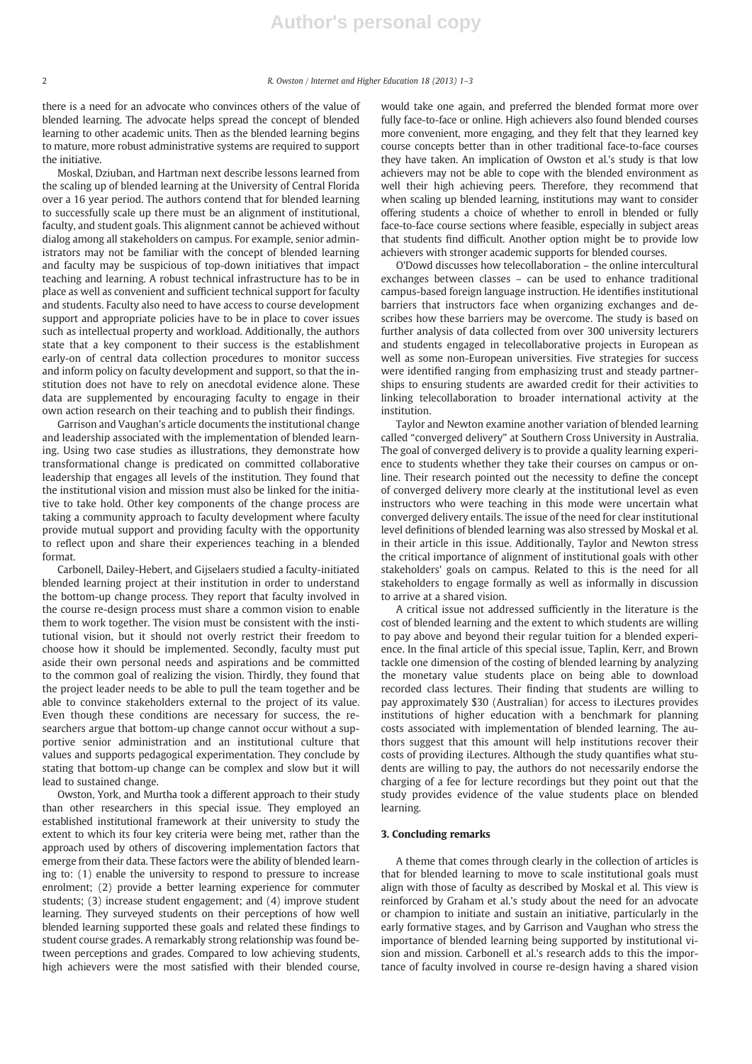there is a need for an advocate who convinces others of the value of blended learning. The advocate helps spread the concept of blended learning to other academic units. Then as the blended learning begins to mature, more robust administrative systems are required to support the initiative.

Moskal, Dziuban, and Hartman next describe lessons learned from the scaling up of blended learning at the University of Central Florida over a 16 year period. The authors contend that for blended learning to successfully scale up there must be an alignment of institutional, faculty, and student goals. This alignment cannot be achieved without dialog among all stakeholders on campus. For example, senior administrators may not be familiar with the concept of blended learning and faculty may be suspicious of top-down initiatives that impact teaching and learning. A robust technical infrastructure has to be in place as well as convenient and sufficient technical support for faculty and students. Faculty also need to have access to course development support and appropriate policies have to be in place to cover issues such as intellectual property and workload. Additionally, the authors state that a key component to their success is the establishment early-on of central data collection procedures to monitor success and inform policy on faculty development and support, so that the institution does not have to rely on anecdotal evidence alone. These data are supplemented by encouraging faculty to engage in their own action research on their teaching and to publish their findings.

Garrison and Vaughan's article documents the institutional change and leadership associated with the implementation of blended learning. Using two case studies as illustrations, they demonstrate how transformational change is predicated on committed collaborative leadership that engages all levels of the institution. They found that the institutional vision and mission must also be linked for the initiative to take hold. Other key components of the change process are taking a community approach to faculty development where faculty provide mutual support and providing faculty with the opportunity to reflect upon and share their experiences teaching in a blended format.

Carbonell, Dailey-Hebert, and Gijselaers studied a faculty-initiated blended learning project at their institution in order to understand the bottom-up change process. They report that faculty involved in the course re-design process must share a common vision to enable them to work together. The vision must be consistent with the institutional vision, but it should not overly restrict their freedom to choose how it should be implemented. Secondly, faculty must put aside their own personal needs and aspirations and be committed to the common goal of realizing the vision. Thirdly, they found that the project leader needs to be able to pull the team together and be able to convince stakeholders external to the project of its value. Even though these conditions are necessary for success, the researchers argue that bottom-up change cannot occur without a supportive senior administration and an institutional culture that values and supports pedagogical experimentation. They conclude by stating that bottom-up change can be complex and slow but it will lead to sustained change.

Owston, York, and Murtha took a different approach to their study than other researchers in this special issue. They employed an established institutional framework at their university to study the extent to which its four key criteria were being met, rather than the approach used by others of discovering implementation factors that emerge from their data. These factors were the ability of blended learning to: (1) enable the university to respond to pressure to increase enrolment; (2) provide a better learning experience for commuter students; (3) increase student engagement; and (4) improve student learning. They surveyed students on their perceptions of how well blended learning supported these goals and related these findings to student course grades. A remarkably strong relationship was found between perceptions and grades. Compared to low achieving students, high achievers were the most satisfied with their blended course, would take one again, and preferred the blended format more over fully face-to-face or online. High achievers also found blended courses more convenient, more engaging, and they felt that they learned key course concepts better than in other traditional face-to-face courses they have taken. An implication of Owston et al.'s study is that low achievers may not be able to cope with the blended environment as well their high achieving peers. Therefore, they recommend that when scaling up blended learning, institutions may want to consider offering students a choice of whether to enroll in blended or fully face-to-face course sections where feasible, especially in subject areas that students find difficult. Another option might be to provide low achievers with stronger academic supports for blended courses.

O'Dowd discusses how telecollaboration – the online intercultural exchanges between classes – can be used to enhance traditional campus-based foreign language instruction. He identifies institutional barriers that instructors face when organizing exchanges and describes how these barriers may be overcome. The study is based on further analysis of data collected from over 300 university lecturers and students engaged in telecollaborative projects in European as well as some non-European universities. Five strategies for success were identified ranging from emphasizing trust and steady partnerships to ensuring students are awarded credit for their activities to linking telecollaboration to broader international activity at the institution.

Taylor and Newton examine another variation of blended learning called "converged delivery" at Southern Cross University in Australia. The goal of converged delivery is to provide a quality learning experience to students whether they take their courses on campus or online. Their research pointed out the necessity to define the concept of converged delivery more clearly at the institutional level as even instructors who were teaching in this mode were uncertain what converged delivery entails. The issue of the need for clear institutional level definitions of blended learning was also stressed by Moskal et al. in their article in this issue. Additionally, Taylor and Newton stress the critical importance of alignment of institutional goals with other stakeholders' goals on campus. Related to this is the need for all stakeholders to engage formally as well as informally in discussion to arrive at a shared vision.

A critical issue not addressed sufficiently in the literature is the cost of blended learning and the extent to which students are willing to pay above and beyond their regular tuition for a blended experience. In the final article of this special issue, Taplin, Kerr, and Brown tackle one dimension of the costing of blended learning by analyzing the monetary value students place on being able to download recorded class lectures. Their finding that students are willing to pay approximately $30 (Australian) for access to iLectures provides institutions of higher education with a benchmark for planning costs associated with implementation of blended learning. The authors suggest that this amount will help institutions recover their costs of providing iLectures. Although the study quantifies what students are willing to pay, the authors do not necessarily endorse the charging of a fee for lecture recordings but they point out that the study provides evidence of the value students place on blended learning.

## 3. Concluding remarks

A theme that comes through clearly in the collection of articles is that for blended learning to move to scale institutional goals must align with those of faculty as described by Moskal et al. This view is reinforced by Graham et al.'s study about the need for an advocate or champion to initiate and sustain an initiative, particularly in the early formative stages, and by Garrison and Vaughan who stress the importance of blended learning being supported by institutional vision and mission. Carbonell et al.'s research adds to this the importance of faculty involved in course re-design having a shared vision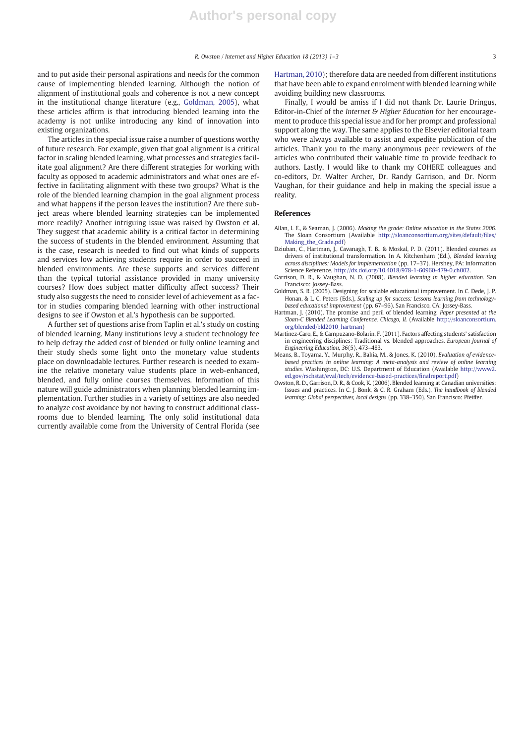and to put aside their personal aspirations and needs for the common cause of implementing blended learning. Although the notion of alignment of institutional goals and coherence is not a new concept in the institutional change literature (e.g., Goldman, 2005), what these articles affirm is that introducing blended learning into the academy is not unlike introducing any kind of innovation into existing organizations.

The articles in the special issue raise a number of questions worthy of future research. For example, given that goal alignment is a critical factor in scaling blended learning, what processes and strategies facilitate goal alignment? Are there different strategies for working with faculty as opposed to academic administrators and what ones are effective in facilitating alignment with these two groups? What is the role of the blended learning champion in the goal alignment process and what happens if the person leaves the institution? Are there subject areas where blended learning strategies can be implemented more readily? Another intriguing issue was raised by Owston et al. They suggest that academic ability is a critical factor in determining the success of students in the blended environment. Assuming that is the case, research is needed to find out what kinds of supports and services low achieving students require in order to succeed in blended environments. Are these supports and services different than the typical tutorial assistance provided in many university courses? How does subject matter difficulty affect success? Their study also suggests the need to consider level of achievement as a factor in studies comparing blended learning with other instructional designs to see if Owston et al.'s hypothesis can be supported.

A further set of questions arise from Taplin et al.'s study on costing of blended learning. Many institutions levy a student technology fee to help defray the added cost of blended or fully online learning and their study sheds some light onto the monetary value students place on downloadable lectures. Further research is needed to examine the relative monetary value students place in web-enhanced, blended, and fully online courses themselves. Information of this nature will guide administrators when planning blended learning implementation. Further studies in a variety of settings are also needed to analyze cost avoidance by not having to construct additional classrooms due to blended learning. The only solid institutional data currently available come from the University of Central Florida (see Hartman, 2010); therefore data are needed from different institutions that have been able to expand enrolment with blended learning while avoiding building new classrooms.

Finally, I would be amiss if I did not thank Dr. Laurie Dringus, Editor-in-Chief of the *Internet & Higher Education* for her encouragement to produce this special issue and for her prompt and professional support along the way. The same applies to the Elsevier editorial team who were always available to assist and expedite publication of the articles. Thank you to the many anonymous peer reviewers of the articles who contributed their valuable time to provide feedback to authors. Lastly, I would like to thank my COHERE colleagues and co-editors, Dr. Walter Archer, Dr. Randy Garrison, and Dr. Norm Vaughan, for their guidance and help in making the special issue a reality.

## References

Allan, I. E., & Seaman, J. (2006). *Making the grade: Online education in the States 2006.* The Sloan Consortium (Available http://sloanconsortium.org/sites/default/files/Making_the_Grade.pdf)

Dziuban, C., Hartman, J., Cavanagh, T. B., & Moskal, P. D. (2011). Blended courses as drivers of institutional transformation. In A. Kitchenham (Ed.), *Blended learning across disciplines: Models for implementation* (pp. 17–37). Hershey, PA: Information Science Reference. http://dx.doi.org/10.4018/978-1-60960-479-0.ch002.

Garrison, D. R., & Vaughan, N. D. (2008). *Blended learning in higher education.* San Francisco: Jossey-Bass.

Goldman, S. R. (2005). Designing for scalable educational improvement. In C. Dede, J. P. Honan, & L. C. Peters (Eds.), *Scaling up for success: Lessons learning from technology-based educational improvement* (pp. 67–96). San Francisco, CA: Jossey-Bass.

Hartman, J. (2010). The promise and peril of blended learning. *Paper presented at the Sloan-C Blended Learning Conference, Chicago, IL* (Available http://sloanconsortium.org/blended/bld2010_hartman)

Martinez-Caro, E., & Campuzano-Bolarin, F. (2011). Factors affecting students' satisfaction in engineering disciplines: Traditional vs. blended approaches. *European Journal of Engineering Education*, *36*(5), 473–483.

Means, B., Toyama, Y., Murphy, R., Bakia, M., & Jones, K. (2010). *Evaluation of evidence-based practices in online learning: A meta-analysis and review of online learning studies.* Washington, DC: U.S. Department of Education (Available http://www2.ed.gov/rschstat/eval/tech/evidence-based-practices/finalreport.pdf)

Owston, R. D., Garrison, D. R., & Cook, K. (2006). Blended learning at Canadian universities: Issues and practices. In C. J. Bonk, & C. R. Graham (Eds.), *The handbook of blended learning: Global perspectives, local designs* (pp. 338–350). San Francisco: Pfeiffer.